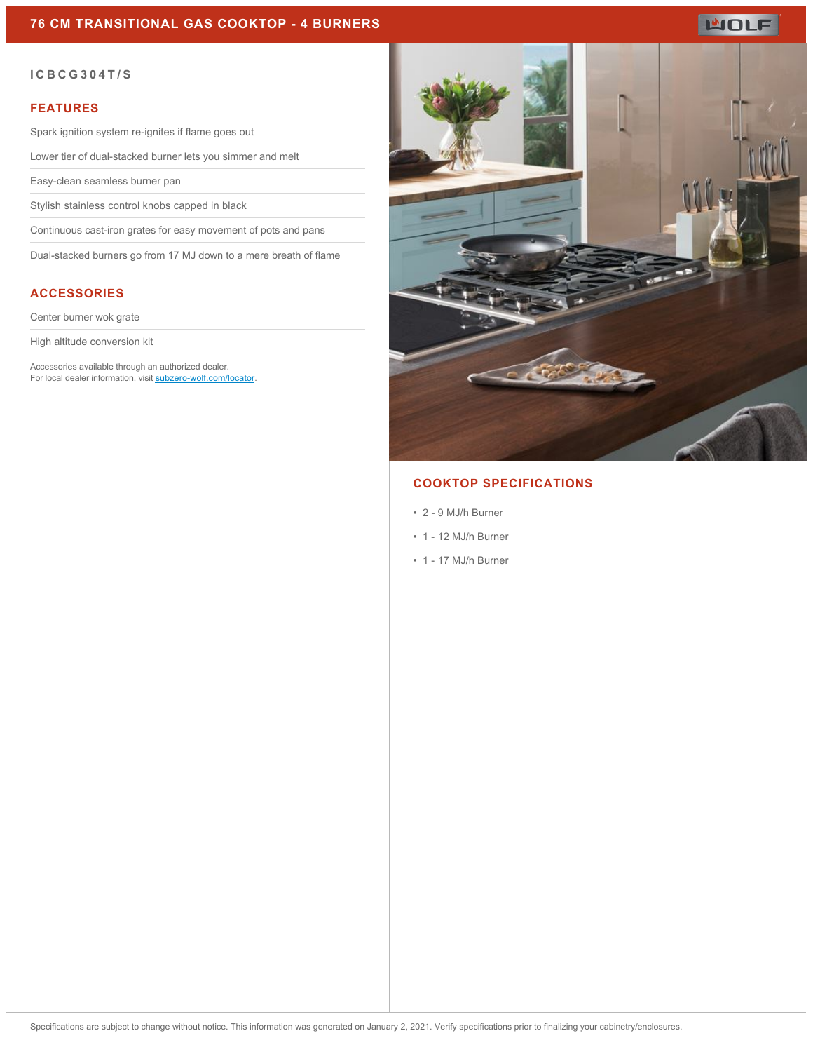# 76 CM TRANSITIONAL GAS COOKTOP - 4 BURNERS

WOLF

ICBCG304T/S

## FEATURES

Spark ignition system re-ignites if flame goes out

Lower tier of dual-stacked burner lets you simmer and melt

Easy-clean seamless burner pan

Stylish stainless control knobs capped in black

Continuous cast-iron grates for easy movement of pots and pans

Dual-stacked burners go from 17 MJ down to a mere breath of flame

## ACCESSORIES

Center burner wok grate

High altitude conversion kit

Accessories available through an authorized dealer.
For local dealer information, visit [subzero-wolf.com/locator](subzero-wolf.com/locator).

## COOKTOP SPECIFICATIONS

- 2 - 9 MJ/h Burner
- 1 - 12 MJ/h Burner
- 1 - 17 MJ/h Burner

Specifications are subject to change without notice. This information was generated on January 2, 2021. Verify specifications prior to finalizing your cabinetry/enclosures.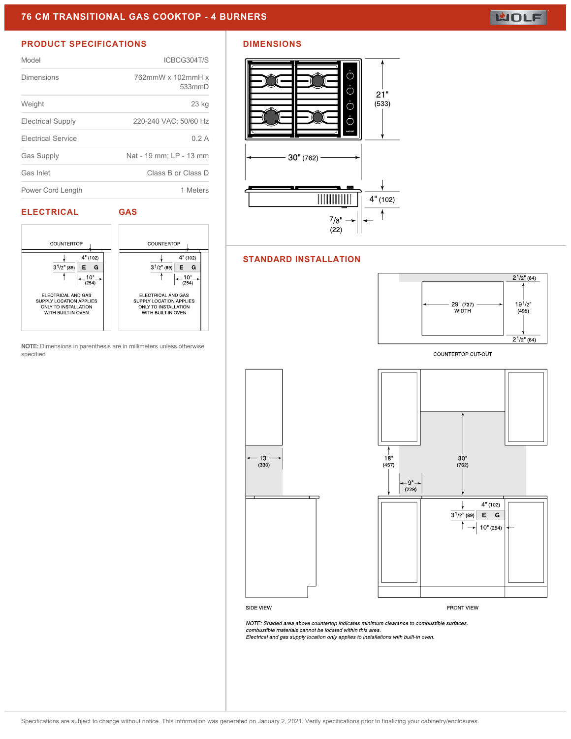# 76 CM TRANSITIONAL GAS COOKTOP - 4 BURNERS

## PRODUCT SPECIFICATIONS

| | |
|---|---|
| Model | ICBCG304T/S |
| Dimensions | 762mmW x 102mmH x 533mmD |
| Weight | 23 kg |
| Electrical Supply | 220-240 VAC; 50/60 Hz |
| Electrical Service | 0.2 A |
| Gas Supply | Nat - 19 mm; LP - 13 mm |
| Gas Inlet | Class B or Class D |
| Power Cord Length | 1 Meters |

## ELECTRICAL

COUNTERTOP

4" (102)

3 1/2" (89) E G

10" (254)

ELECTRICAL AND GAS SUPPLY LOCATION APPLIES ONLY TO INSTALLATION WITH BUILT-IN OVEN

## GAS

COUNTERTOP

4" (102)

3 1/2" (89) E G

10" (254)

ELECTRICAL AND GAS SUPPLY LOCATION APPLIES ONLY TO INSTALLATION WITH BUILT-IN OVEN

**NOTE:** Dimensions in parenthesis are in millimeters unless otherwise specified

## DIMENSIONS

21" (533)

30" (762)

4" (102)

7/8" (22)

## STANDARD INSTALLATION

2 1/2" (64)

29" (737) WIDTH

19 1/2" (495)

2 1/2" (64)

COUNTERTOP CUT-OUT

13" (330)

18" (457)

30" (762)

9" (229)

4" (102)

3 1/2" (89) E G

10" (254)

SIDE VIEW

FRONT VIEW

*NOTE: Shaded area above countertop indicates minimum clearance to combustible surfaces, combustible materials cannot be located within this area.*
*Electrical and gas supply location only applies to installations with built-in oven.*

Specifications are subject to change without notice. This information was generated on January 2, 2021. Verify specifications prior to finalizing your cabinetry/enclosures.